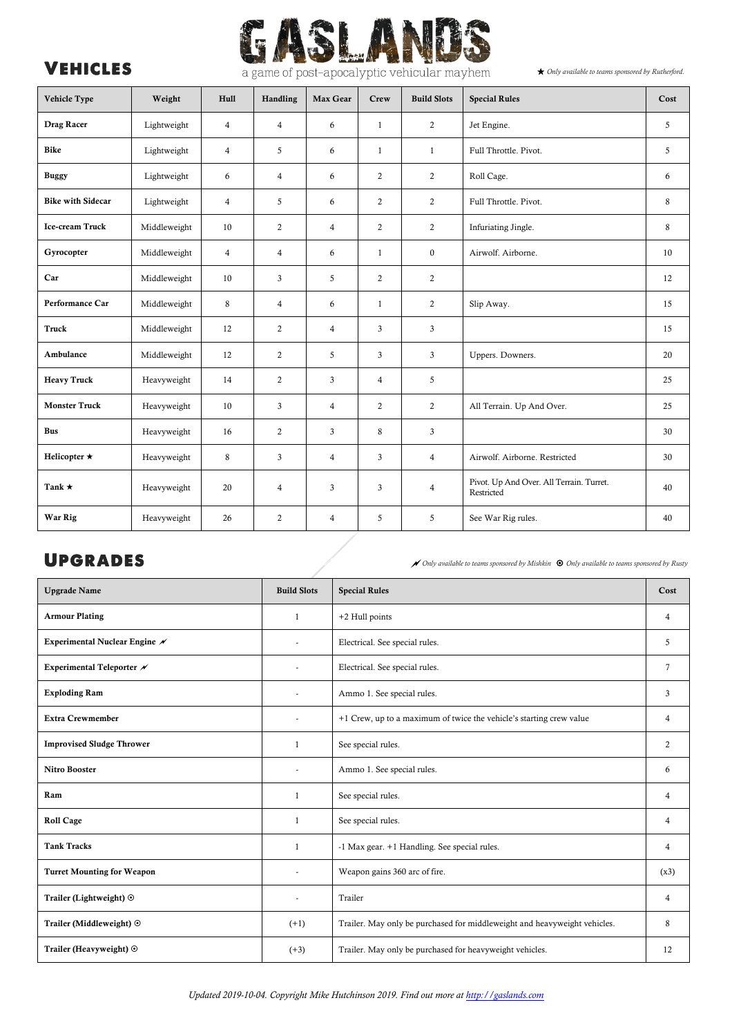# GASLANDS

a game of post-apocalyptic vehicular mayhem

## Vehicles

★ *Only available to teams sponsored by Rutherford.*

| Vehicle Type | Weight | Hull | Handling | Max Gear | Crew | Build Slots | Special Rules | Cost |
|---|---|---|---|---|---|---|---|---|
| **Drag Racer** | Lightweight | 4 | 4 | 6 | 1 | 2 | Jet Engine. | 5 |
| **Bike** | Lightweight | 4 | 5 | 6 | 1 | 1 | Full Throttle. Pivot. | 5 |
| **Buggy** | Lightweight | 6 | 4 | 6 | 2 | 2 | Roll Cage. | 6 |
| **Bike with Sidecar** | Lightweight | 4 | 5 | 6 | 2 | 2 | Full Throttle. Pivot. | 8 |
| **Ice-cream Truck** | Middleweight | 10 | 2 | 4 | 2 | 2 | Infuriating Jingle. | 8 |
| **Gyrocopter** | Middleweight | 4 | 4 | 6 | 1 | 0 | Airwolf. Airborne. | 10 |
| **Car** | Middleweight | 10 | 3 | 5 | 2 | 2 | | 12 |
| **Performance Car** | Middleweight | 8 | 4 | 6 | 1 | 2 | Slip Away. | 15 |
| **Truck** | Middleweight | 12 | 2 | 4 | 3 | 3 | | 15 |
| **Ambulance** | Middleweight | 12 | 2 | 5 | 3 | 3 | Uppers. Downers. | 20 |
| **Heavy Truck** | Heavyweight | 14 | 2 | 3 | 4 | 5 | | 25 |
| **Monster Truck** | Heavyweight | 10 | 3 | 4 | 2 | 2 | All Terrain. Up And Over. | 25 |
| **Bus** | Heavyweight | 16 | 2 | 3 | 8 | 3 | | 30 |
| **Helicopter ★** | Heavyweight | 8 | 3 | 4 | 3 | 4 | Airwolf. Airborne. Restricted | 30 |
| **Tank ★** | Heavyweight | 20 | 4 | 3 | 3 | 4 | Pivot. Up And Over. All Terrain. Turret. Restricted | 40 |
| **War Rig** | Heavyweight | 26 | 2 | 4 | 5 | 5 | See War Rig rules. | 40 |

## Upgrades

⚡ *Only available to teams sponsored by Mishkin* ⊙ *Only available to teams sponsored by Rusty*

| Upgrade Name | Build Slots | Special Rules | Cost |
|---|---|---|---|
| **Armour Plating** | 1 | +2 Hull points | 4 |
| **Experimental Nuclear Engine ⚡** | - | Electrical. See special rules. | 5 |
| **Experimental Teleporter ⚡** | - | Electrical. See special rules. | 7 |
| **Exploding Ram** | - | Ammo 1. See special rules. | 3 |
| **Extra Crewmember** | - | +1 Crew, up to a maximum of twice the vehicle's starting crew value | 4 |
| **Improvised Sludge Thrower** | 1 | See special rules. | 2 |
| **Nitro Booster** | - | Ammo 1. See special rules. | 6 |
| **Ram** | 1 | See special rules. | 4 |
| **Roll Cage** | 1 | See special rules. | 4 |
| **Tank Tracks** | 1 | -1 Max gear. +1 Handling. See special rules. | 4 |
| **Turret Mounting for Weapon** | - | Weapon gains 360 arc of fire. | (x3) |
| **Trailer (Lightweight) ⊙** | - | Trailer | 4 |
| **Trailer (Middleweight) ⊙** | (+1) | Trailer. May only be purchased for middleweight and heavyweight vehicles. | 8 |
| **Trailer (Heavyweight) ⊙** | (+3) | Trailer. May only be purchased for heavyweight vehicles. | 12 |

*Updated 2019-10-04. Copyright Mike Hutchinson 2019. Find out more at http://gaslands.com*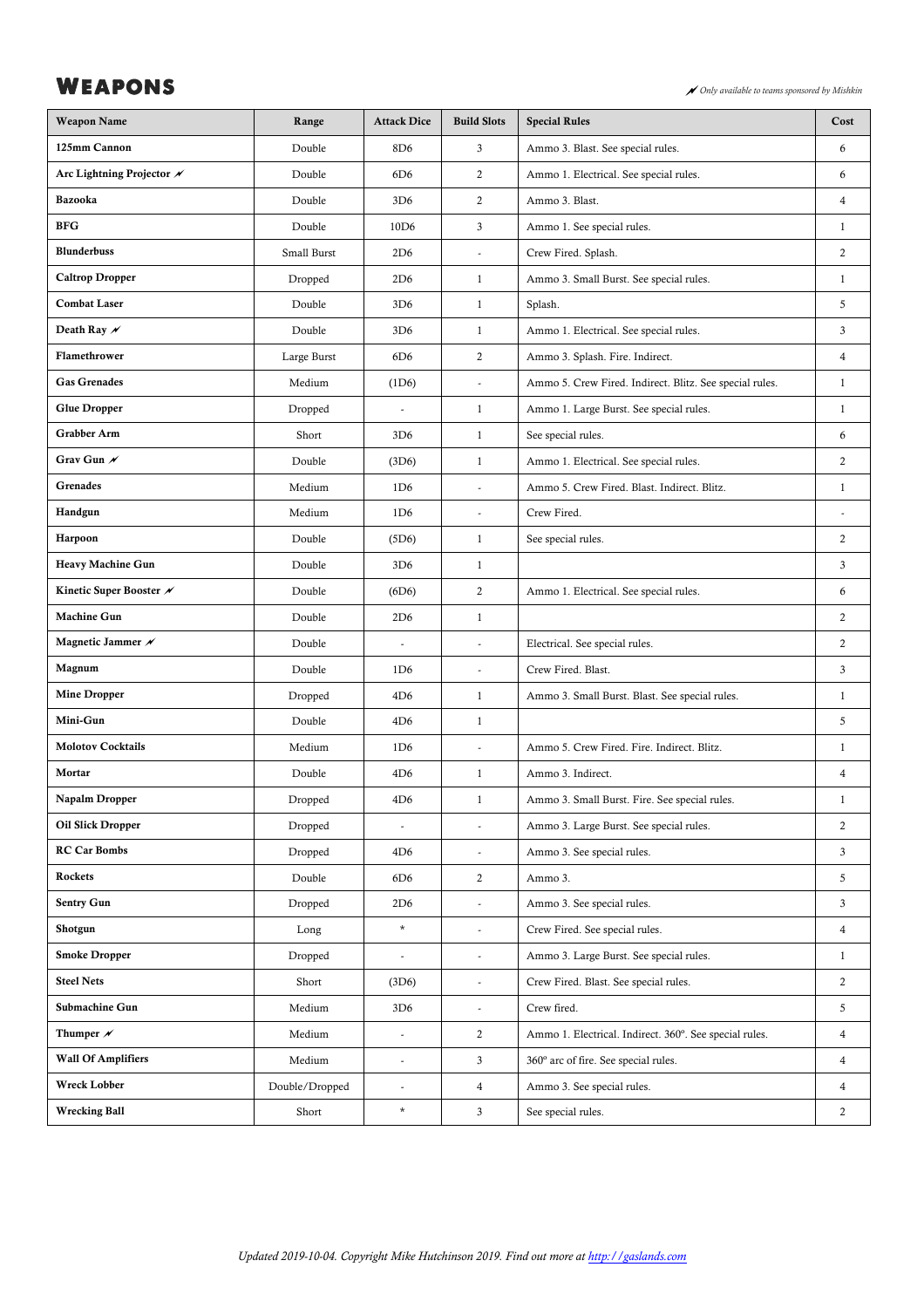# Weapons

*⸙ Only available to teams sponsored by Mishkin*

| Weapon Name | Range | Attack Dice | Build Slots | Special Rules | Cost |
|---|---|---|---|---|---|
| **125mm Cannon** | Double | 8D6 | 3 | Ammo 3. Blast. See special rules. | 6 |
| **Arc Lightning Projector ⸙** | Double | 6D6 | 2 | Ammo 1. Electrical. See special rules. | 6 |
| **Bazooka** | Double | 3D6 | 2 | Ammo 3. Blast. | 4 |
| **BFG** | Double | 10D6 | 3 | Ammo 1. See special rules. | 1 |
| **Blunderbuss** | Small Burst | 2D6 | - | Crew Fired. Splash. | 2 |
| **Caltrop Dropper** | Dropped | 2D6 | 1 | Ammo 3. Small Burst. See special rules. | 1 |
| **Combat Laser** | Double | 3D6 | 1 | Splash. | 5 |
| **Death Ray ⸙** | Double | 3D6 | 1 | Ammo 1. Electrical. See special rules. | 3 |
| **Flamethrower** | Large Burst | 6D6 | 2 | Ammo 3. Splash. Fire. Indirect. | 4 |
| **Gas Grenades** | Medium | (1D6) | - | Ammo 5. Crew Fired. Indirect. Blitz. See special rules. | 1 |
| **Glue Dropper** | Dropped | - | 1 | Ammo 1. Large Burst. See special rules. | 1 |
| **Grabber Arm** | Short | 3D6 | 1 | See special rules. | 6 |
| **Grav Gun ⸙** | Double | (3D6) | 1 | Ammo 1. Electrical. See special rules. | 2 |
| **Grenades** | Medium | 1D6 | - | Ammo 5. Crew Fired. Blast. Indirect. Blitz. | 1 |
| **Handgun** | Medium | 1D6 | - | Crew Fired. | - |
| **Harpoon** | Double | (5D6) | 1 | See special rules. | 2 |
| **Heavy Machine Gun** | Double | 3D6 | 1 | | 3 |
| **Kinetic Super Booster ⸙** | Double | (6D6) | 2 | Ammo 1. Electrical. See special rules. | 6 |
| **Machine Gun** | Double | 2D6 | 1 | | 2 |
| **Magnetic Jammer ⸙** | Double | - | - | Electrical. See special rules. | 2 |
| **Magnum** | Double | 1D6 | - | Crew Fired. Blast. | 3 |
| **Mine Dropper** | Dropped | 4D6 | 1 | Ammo 3. Small Burst. Blast. See special rules. | 1 |
| **Mini-Gun** | Double | 4D6 | 1 | | 5 |
| **Molotov Cocktails** | Medium | 1D6 | - | Ammo 5. Crew Fired. Fire. Indirect. Blitz. | 1 |
| **Mortar** | Double | 4D6 | 1 | Ammo 3. Indirect. | 4 |
| **Napalm Dropper** | Dropped | 4D6 | 1 | Ammo 3. Small Burst. Fire. See special rules. | 1 |
| **Oil Slick Dropper** | Dropped | - | - | Ammo 3. Large Burst. See special rules. | 2 |
| **RC Car Bombs** | Dropped | 4D6 | - | Ammo 3. See special rules. | 3 |
| **Rockets** | Double | 6D6 | 2 | Ammo 3. | 5 |
| **Sentry Gun** | Dropped | 2D6 | - | Ammo 3. See special rules. | 3 |
| **Shotgun** | Long | * | - | Crew Fired. See special rules. | 4 |
| **Smoke Dropper** | Dropped | - | - | Ammo 3. Large Burst. See special rules. | 1 |
| **Steel Nets** | Short | (3D6) | - | Crew Fired. Blast. See special rules. | 2 |
| **Submachine Gun** | Medium | 3D6 | - | Crew fired. | 5 |
| **Thumper ⸙** | Medium | - | 2 | Ammo 1. Electrical. Indirect. 360°. See special rules. | 4 |
| **Wall Of Amplifiers** | Medium | - | 3 | 360° arc of fire. See special rules. | 4 |
| **Wreck Lobber** | Double/Dropped | - | 4 | Ammo 3. See special rules. | 4 |
| **Wrecking Ball** | Short | * | 3 | See special rules. | 2 |

*Updated 2019-10-04. Copyright Mike Hutchinson 2019. Find out more at http://gaslands.com*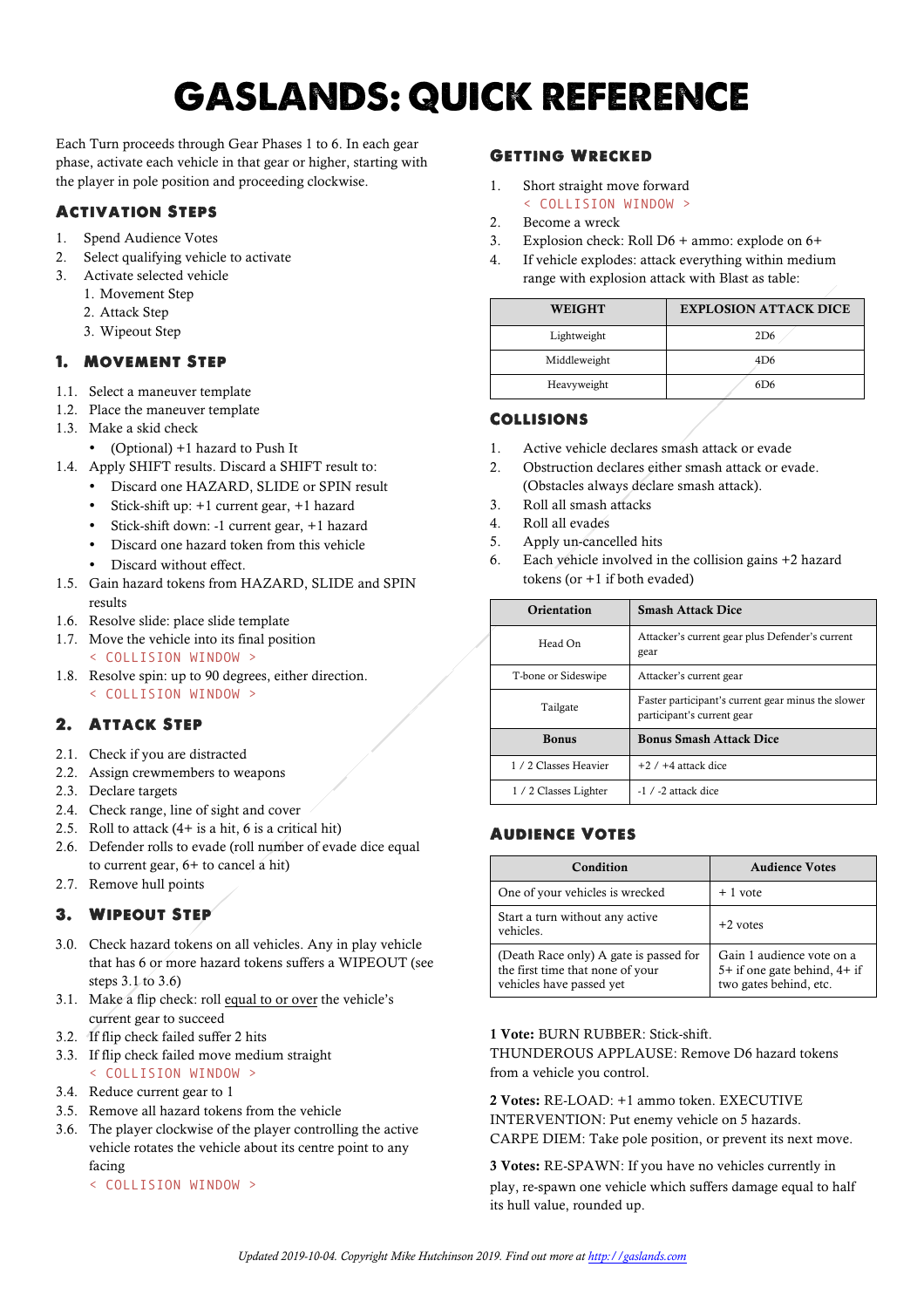# GASLANDS: QUICK REFERENCE

Each Turn proceeds through Gear Phases 1 to 6. In each gear phase, activate each vehicle in that gear or higher, starting with the player in pole position and proceeding clockwise.

## Activation Steps

1. Spend Audience Votes
2. Select qualifying vehicle to activate
3. Activate selected vehicle
   1. Movement Step
   2. Attack Step
   3. Wipeout Step

## 1. Movement Step

1.1. Select a maneuver template

1.2. Place the maneuver template

1.3. Make a skid check

- (Optional) +1 hazard to Push It

1.4. Apply SHIFT results. Discard a SHIFT result to:

- Discard one HAZARD, SLIDE or SPIN result
- Stick-shift up: +1 current gear, +1 hazard
- Stick-shift down: -1 current gear, +1 hazard
- Discard one hazard token from this vehicle
- Discard without effect.

1.5. Gain hazard tokens from HAZARD, SLIDE and SPIN results

1.6. Resolve slide: place slide template

1.7. Move the vehicle into its final position

< COLLISION WINDOW >

1.8. Resolve spin: up to 90 degrees, either direction.

< COLLISION WINDOW >

## 2. Attack Step

2.1. Check if you are distracted

2.2. Assign crewmembers to weapons

2.3. Declare targets

2.4. Check range, line of sight and cover

2.5. Roll to attack (4+ is a hit, 6 is a critical hit)

2.6. Defender rolls to evade (roll number of evade dice equal to current gear, 6+ to cancel a hit)

2.7. Remove hull points

## 3. Wipeout Step

3.0. Check hazard tokens on all vehicles. Any in play vehicle that has 6 or more hazard tokens suffers a WIPEOUT (see steps 3.1 to 3.6)

3.1. Make a flip check: roll equal to or over the vehicle's current gear to succeed

3.2. If flip check failed suffer 2 hits

3.3. If flip check failed move medium straight

< COLLISION WINDOW >

3.4. Reduce current gear to 1

3.5. Remove all hazard tokens from the vehicle

3.6. The player clockwise of the player controlling the active vehicle rotates the vehicle about its centre point to any facing

< COLLISION WINDOW >

## Getting Wrecked

1. Short straight move forward

   < COLLISION WINDOW >

2. Become a wreck
3. Explosion check: Roll D6 + ammo: explode on 6+
4. If vehicle explodes: attack everything within medium range with explosion attack with Blast as table:

| WEIGHT | EXPLOSION ATTACK DICE |
|---|---|
| Lightweight | 2D6 |
| Middleweight | 4D6 |
| Heavyweight | 6D6 |

## Collisions

1. Active vehicle declares smash attack or evade
2. Obstruction declares either smash attack or evade. (Obstacles always declare smash attack).
3. Roll all smash attacks
4. Roll all evades
5. Apply un-cancelled hits
6. Each vehicle involved in the collision gains +2 hazard tokens (or +1 if both evaded)

| Orientation | Smash Attack Dice |
|---|---|
| Head On | Attacker's current gear plus Defender's current gear |
| T-bone or Sideswipe | Attacker's current gear |
| Tailgate | Faster participant's current gear minus the slower participant's current gear |
| **Bonus** | **Bonus Smash Attack Dice** |
| 1 / 2 Classes Heavier | +2 / +4 attack dice |
| 1 / 2 Classes Lighter | -1 / -2 attack dice |

## Audience Votes

| Condition | Audience Votes |
|---|---|
| One of your vehicles is wrecked | + 1 vote |
| Start a turn without any active vehicles. | +2 votes |
| (Death Race only) A gate is passed for the first time that none of your vehicles have passed yet | Gain 1 audience vote on a 5+ if one gate behind, 4+ if two gates behind, etc. |

**1 Vote:** BURN RUBBER: Stick-shift. THUNDEROUS APPLAUSE: Remove D6 hazard tokens from a vehicle you control.

**2 Votes:** RE-LOAD: +1 ammo token. EXECUTIVE INTERVENTION: Put enemy vehicle on 5 hazards. CARPE DIEM: Take pole position, or prevent its next move.

**3 Votes:** RE-SPAWN: If you have no vehicles currently in play, re-spawn one vehicle which suffers damage equal to half its hull value, rounded up.

*Updated 2019-10-04. Copyright Mike Hutchinson 2019. Find out more at http://gaslands.com*